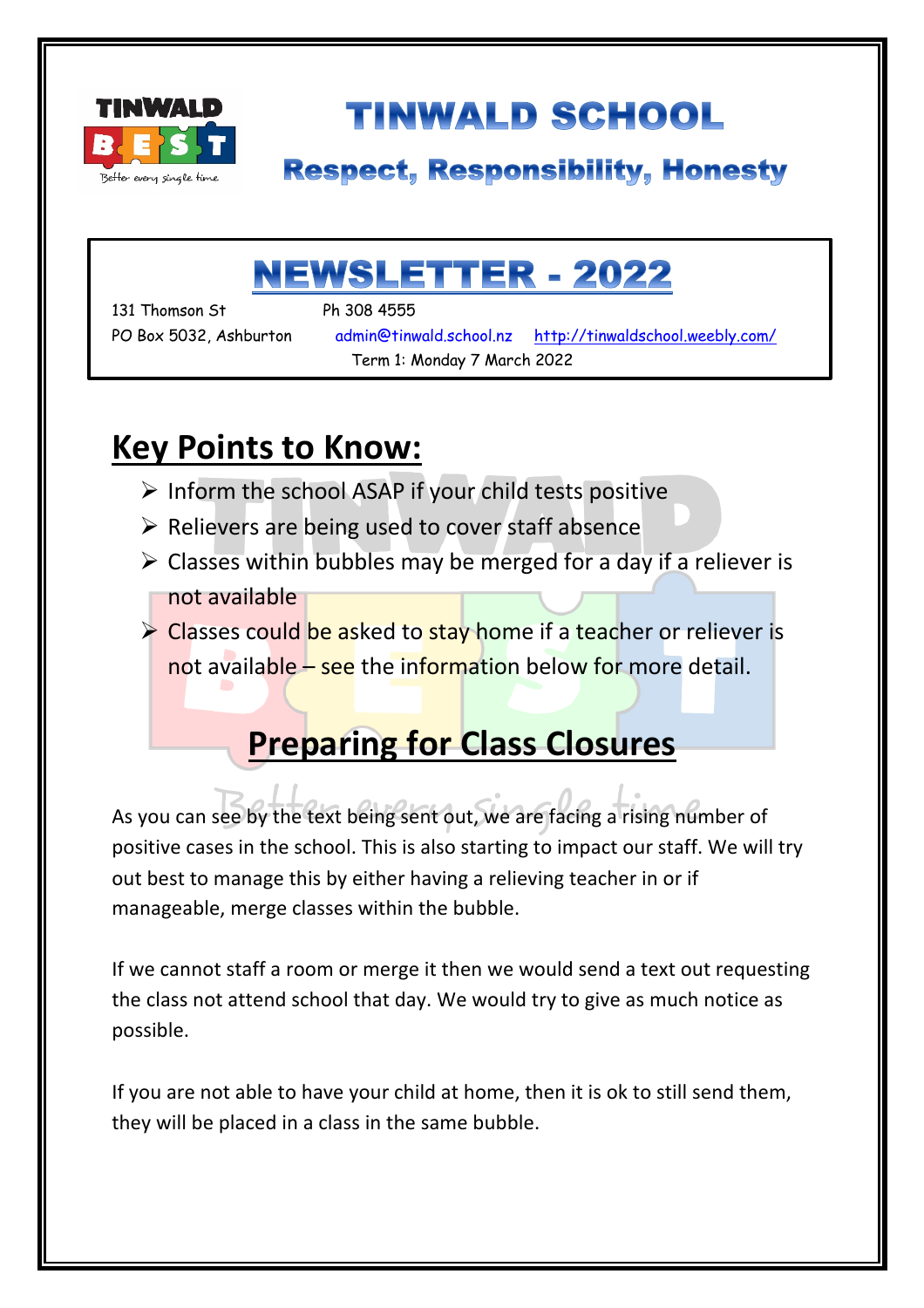# TINWALD SCHOOL

## Respect, Responsibility, Honesty

# NEWSLETTER - 2022

131 Thomson St  
Ph 308 4555  
PO Box 5032, Ashburton  
admin@tinwald.school.nz  http://tinwaldschool.weebly.com/  
Term 1: Monday 7 March 2022

## Key Points to Know:

- Inform the school ASAP if your child tests positive
- Relievers are being used to cover staff absence
- Classes within bubbles may be merged for a day if a reliever is not available
- Classes could be asked to stay home if a teacher or reliever is not available – see the information below for more detail.

## Preparing for Class Closures

As you can see by the text being sent out, we are facing a rising number of positive cases in the school. This is also starting to impact our staff. We will try out best to manage this by either having a relieving teacher in or if manageable, merge classes within the bubble.

If we cannot staff a room or merge it then we would send a text out requesting the class not attend school that day. We would try to give as much notice as possible.

If you are not able to have your child at home, then it is ok to still send them, they will be placed in a class in the same bubble.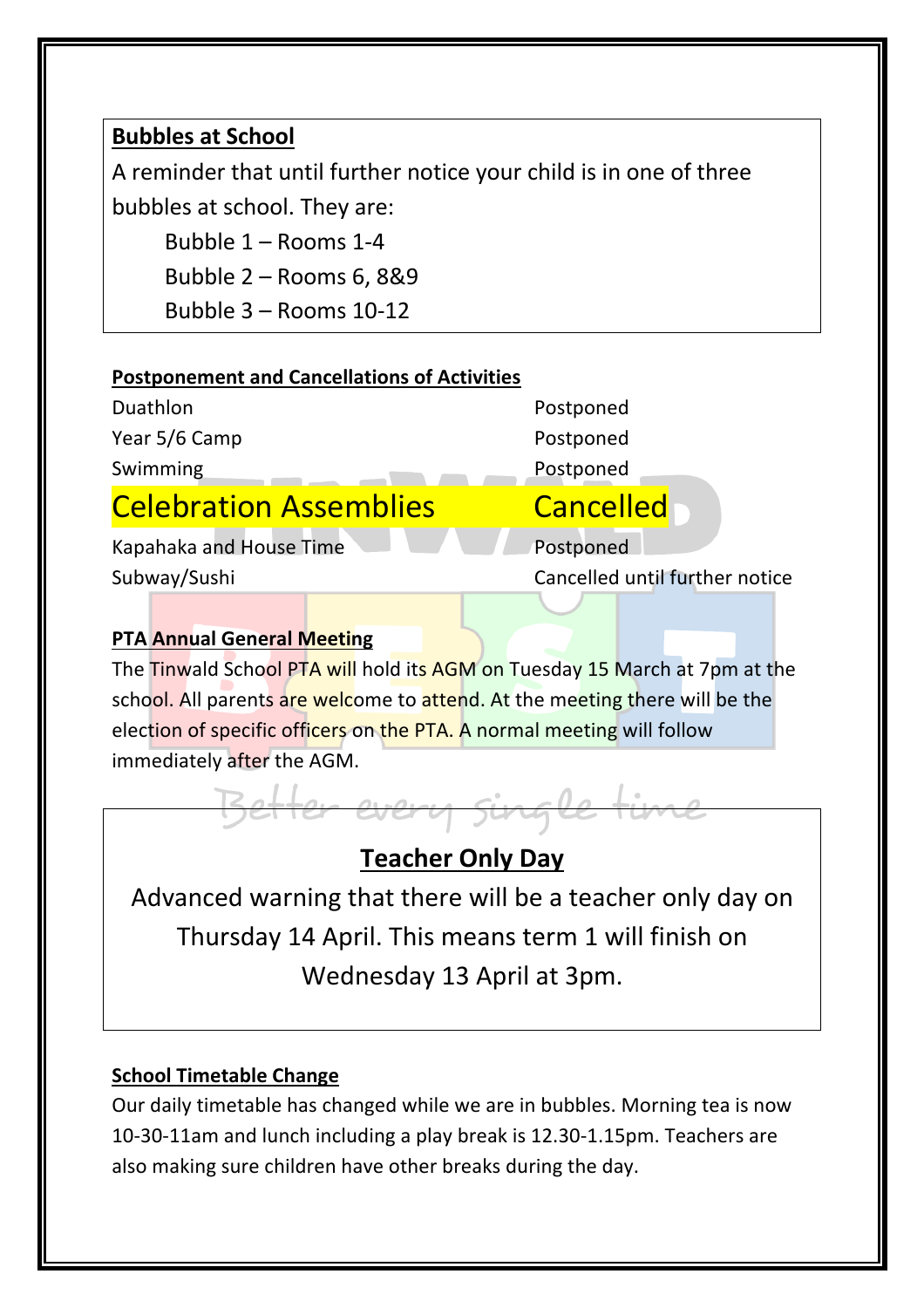## Bubbles at School

A reminder that until further notice your child is in one of three bubbles at school. They are:

- Bubble 1 – Rooms 1-4
- Bubble 2 – Rooms 6, 8&9
- Bubble 3 – Rooms 10-12

## Postponement and Cancellations of Activities

| | |
|---|---|
| Duathlon | Postponed |
| Year 5/6 Camp | Postponed |
| Swimming | Postponed |
| **Celebration Assemblies** | **Cancelled** |
| Kapahaka and House Time | Postponed |
| Subway/Sushi | Cancelled until further notice |

## PTA Annual General Meeting

The Tinwald School PTA will hold its AGM on Tuesday 15 March at 7pm at the school. All parents are welcome to attend. At the meeting there will be the election of specific officers on the PTA. A normal meeting will follow immediately after the AGM.

Better every single time

## Teacher Only Day

Advanced warning that there will be a teacher only day on Thursday 14 April. This means term 1 will finish on Wednesday 13 April at 3pm.

## School Timetable Change

Our daily timetable has changed while we are in bubbles. Morning tea is now 10-30-11am and lunch including a play break is 12.30-1.15pm. Teachers are also making sure children have other breaks during the day.